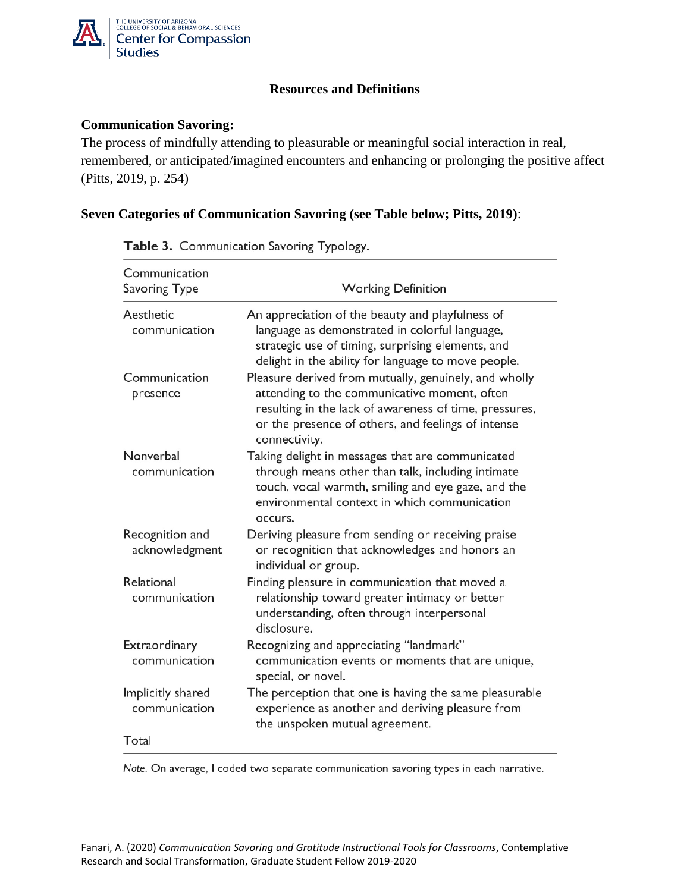## Resources and Definitions

**Communication Savoring:**

The process of mindfully attending to pleasurable or meaningful social interaction in real, remembered, or anticipated/imagined encounters and enhancing or prolonging the positive affect (Pitts, 2019, p. 254)

**Seven Categories of Communication Savoring (see Table below; Pitts, 2019)**:

**Table 3.** Communication Savoring Typology.

| Communication Savoring Type | Working Definition |
|---|---|
| Aesthetic communication | An appreciation of the beauty and playfulness of language as demonstrated in colorful language, strategic use of timing, surprising elements, and delight in the ability for language to move people. |
| Communication presence | Pleasure derived from mutually, genuinely, and wholly attending to the communicative moment, often resulting in the lack of awareness of time, pressures, or the presence of others, and feelings of intense connectivity. |
| Nonverbal communication | Taking delight in messages that are communicated through means other than talk, including intimate touch, vocal warmth, smiling and eye gaze, and the environmental context in which communication occurs. |
| Recognition and acknowledgment | Deriving pleasure from sending or receiving praise or recognition that acknowledges and honors an individual or group. |
| Relational communication | Finding pleasure in communication that moved a relationship toward greater intimacy or better understanding, often through interpersonal disclosure. |
| Extraordinary communication | Recognizing and appreciating "landmark" communication events or moments that are unique, special, or novel. |
| Implicitly shared communication | The perception that one is having the same pleasurable experience as another and deriving pleasure from the unspoken mutual agreement. |
| Total | |

*Note.* On average, I coded two separate communication savoring types in each narrative.

Fanari, A. (2020) *Communication Savoring and Gratitude Instructional Tools for Classrooms*, Contemplative Research and Social Transformation, Graduate Student Fellow 2019-2020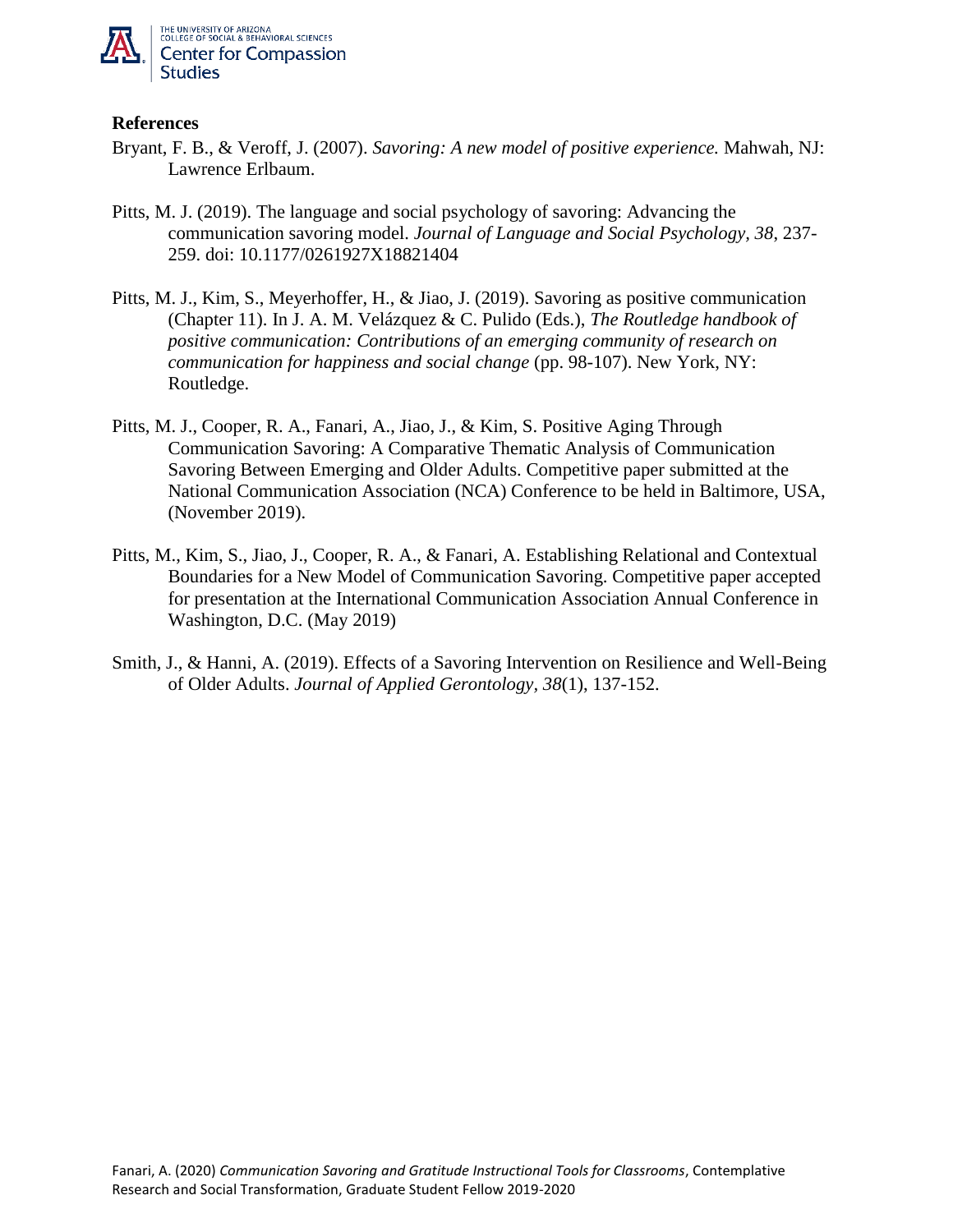**References**

Bryant, F. B., & Veroff, J. (2007). *Savoring: A new model of positive experience.* Mahwah, NJ: Lawrence Erlbaum.

Pitts, M. J. (2019). The language and social psychology of savoring: Advancing the communication savoring model. *Journal of Language and Social Psychology, 38*, 237-259. doi: 10.1177/0261927X18821404

Pitts, M. J., Kim, S., Meyerhoffer, H., & Jiao, J. (2019). Savoring as positive communication (Chapter 11). In J. A. M. Velázquez & C. Pulido (Eds.), *The Routledge handbook of positive communication: Contributions of an emerging community of research on communication for happiness and social change* (pp. 98-107). New York, NY: Routledge.

Pitts, M. J., Cooper, R. A., Fanari, A., Jiao, J., & Kim, S. Positive Aging Through Communication Savoring: A Comparative Thematic Analysis of Communication Savoring Between Emerging and Older Adults. Competitive paper submitted at the National Communication Association (NCA) Conference to be held in Baltimore, USA, (November 2019).

Pitts, M., Kim, S., Jiao, J., Cooper, R. A., & Fanari, A. Establishing Relational and Contextual Boundaries for a New Model of Communication Savoring. Competitive paper accepted for presentation at the International Communication Association Annual Conference in Washington, D.C. (May 2019)

Smith, J., & Hanni, A. (2019). Effects of a Savoring Intervention on Resilience and Well-Being of Older Adults. *Journal of Applied Gerontology, 38*(1), 137-152.